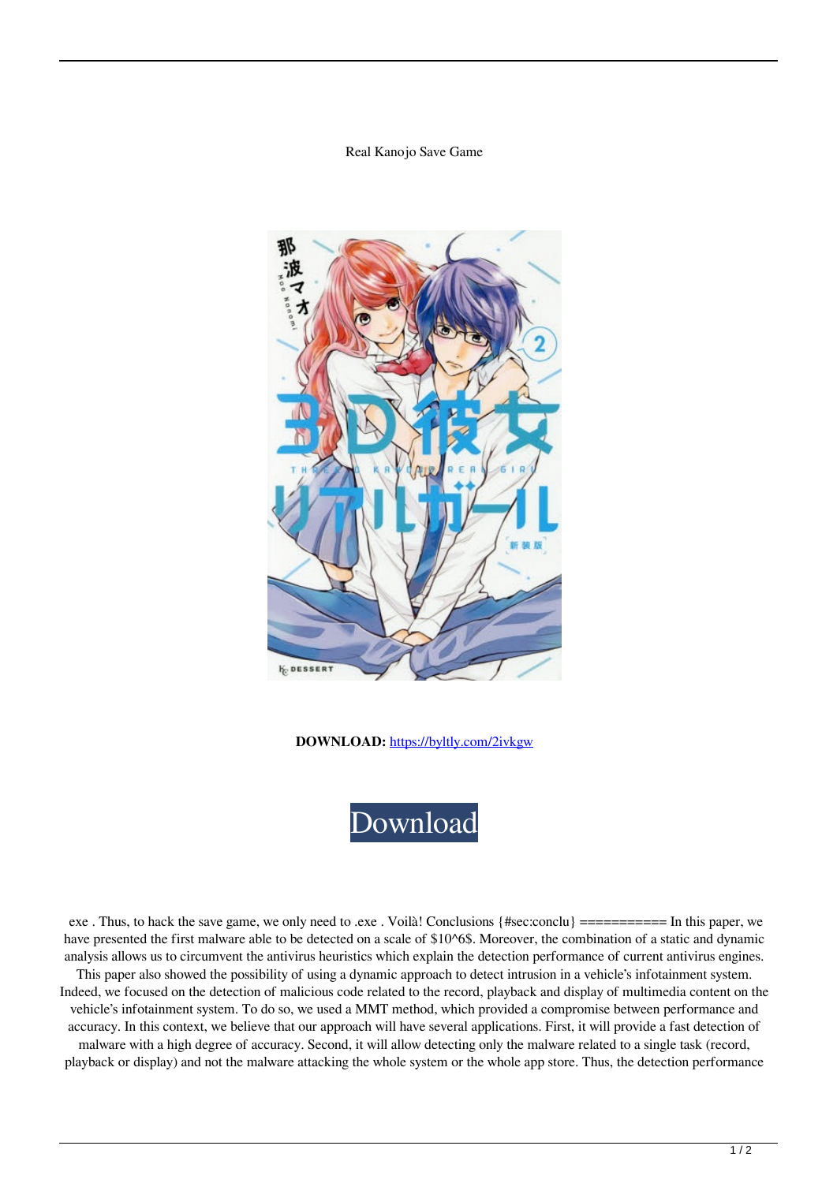Real Kanojo Save Game

**DOWNLOAD:** https://byltly.com/2ivkgw

Download

exe . Thus, to hack the save game, we only need to .exe . Voilà! Conclusions {#sec:conclu} =========== In this paper, we have presented the first malware able to be detected on a scale of $10^6$. Moreover, the combination of a static and dynamic analysis allows us to circumvent the antivirus heuristics which explain the detection performance of current antivirus engines. This paper also showed the possibility of using a dynamic approach to detect intrusion in a vehicle's infotainment system. Indeed, we focused on the detection of malicious code related to the record, playback and display of multimedia content on the vehicle's infotainment system. To do so, we used a MMT method, which provided a compromise between performance and accuracy. In this context, we believe that our approach will have several applications. First, it will provide a fast detection of malware with a high degree of accuracy. Second, it will allow detecting only the malware related to a single task (record, playback or display) and not the malware attacking the whole system or the whole app store. Thus, the detection performance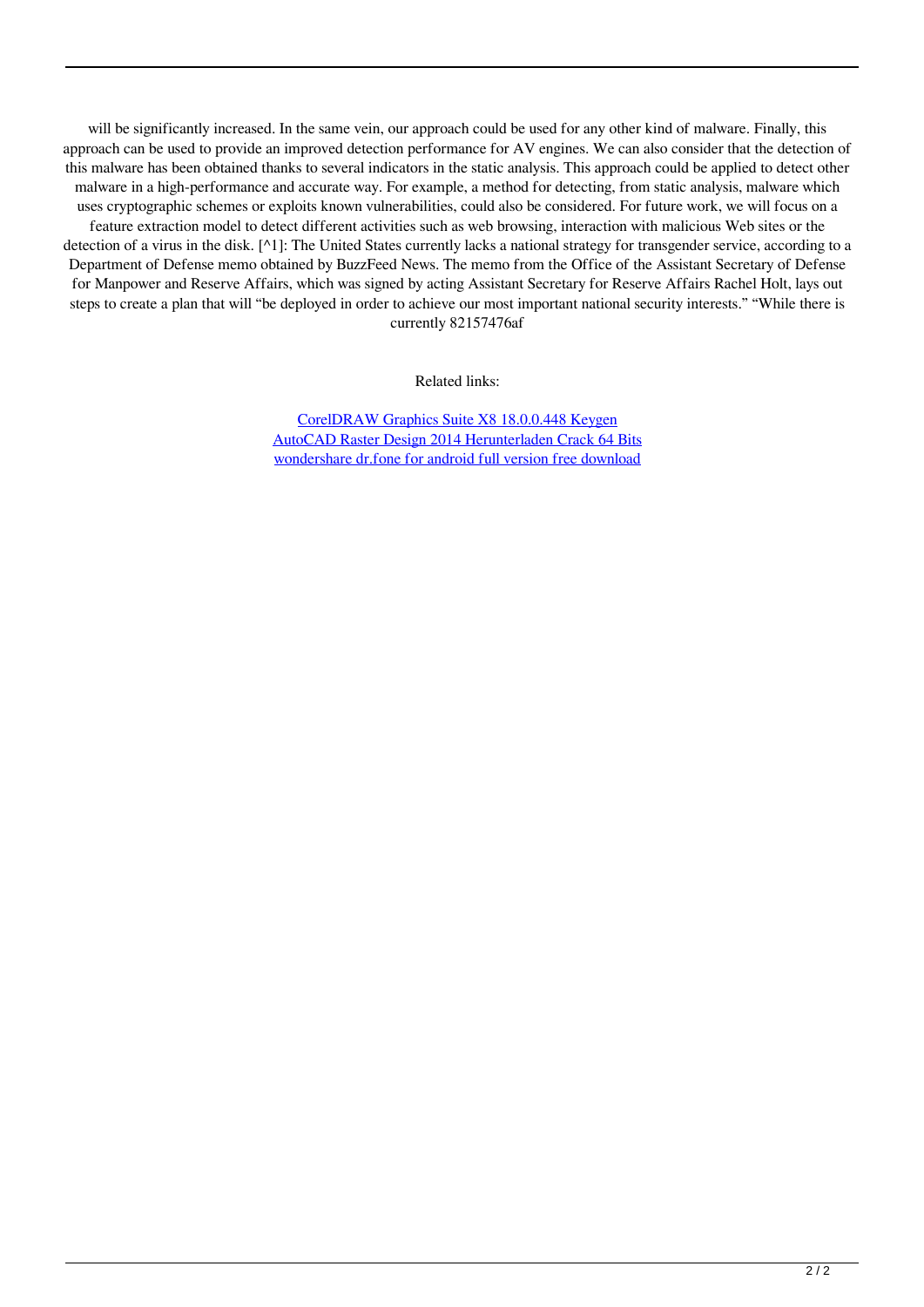will be significantly increased. In the same vein, our approach could be used for any other kind of malware. Finally, this approach can be used to provide an improved detection performance for AV engines. We can also consider that the detection of this malware has been obtained thanks to several indicators in the static analysis. This approach could be applied to detect other malware in a high-performance and accurate way. For example, a method for detecting, from static analysis, malware which uses cryptographic schemes or exploits known vulnerabilities, could also be considered. For future work, we will focus on a feature extraction model to detect different activities such as web browsing, interaction with malicious Web sites or the detection of a virus in the disk. [^1]: The United States currently lacks a national strategy for transgender service, according to a Department of Defense memo obtained by BuzzFeed News. The memo from the Office of the Assistant Secretary of Defense for Manpower and Reserve Affairs, which was signed by acting Assistant Secretary for Reserve Affairs Rachel Holt, lays out steps to create a plan that will "be deployed in order to achieve our most important national security interests." "While there is currently 82157476af

Related links:

CorelDRAW Graphics Suite X8 18.0.0.448 Keygen
AutoCAD Raster Design 2014 Herunterladen Crack 64 Bits
wondershare dr.fone for android full version free download